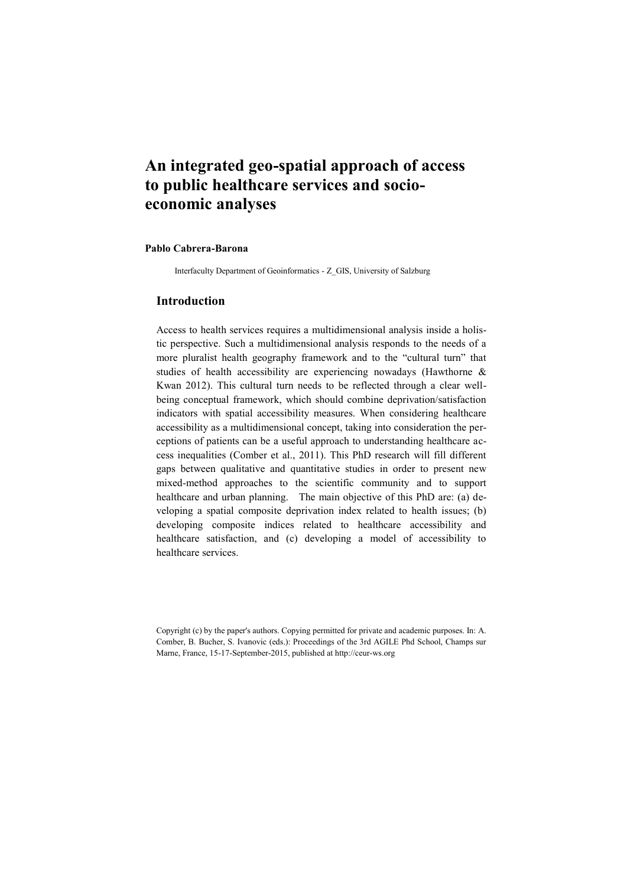# An integrated geo-spatial approach of access to public healthcare services and socio-economic analyses

**Pablo Cabrera-Barona**

Interfaculty Department of Geoinformatics - Z_GIS, University of Salzburg

## Introduction

Access to health services requires a multidimensional analysis inside a holistic perspective. Such a multidimensional analysis responds to the needs of a more pluralist health geography framework and to the "cultural turn" that studies of health accessibility are experiencing nowadays (Hawthorne & Kwan 2012). This cultural turn needs to be reflected through a clear well-being conceptual framework, which should combine deprivation/satisfaction indicators with spatial accessibility measures. When considering healthcare accessibility as a multidimensional concept, taking into consideration the perceptions of patients can be a useful approach to understanding healthcare access inequalities (Comber et al., 2011). This PhD research will fill different gaps between qualitative and quantitative studies in order to present new mixed-method approaches to the scientific community and to support healthcare and urban planning. The main objective of this PhD are: (a) developing a spatial composite deprivation index related to health issues; (b) developing composite indices related to healthcare accessibility and healthcare satisfaction, and (c) developing a model of accessibility to healthcare services.

Copyright (c) by the paper's authors. Copying permitted for private and academic purposes. In: A. Comber, B. Bucher, S. Ivanovic (eds.): Proceedings of the 3rd AGILE Phd School, Champs sur Marne, France, 15-17-September-2015, published at http://ceur-ws.org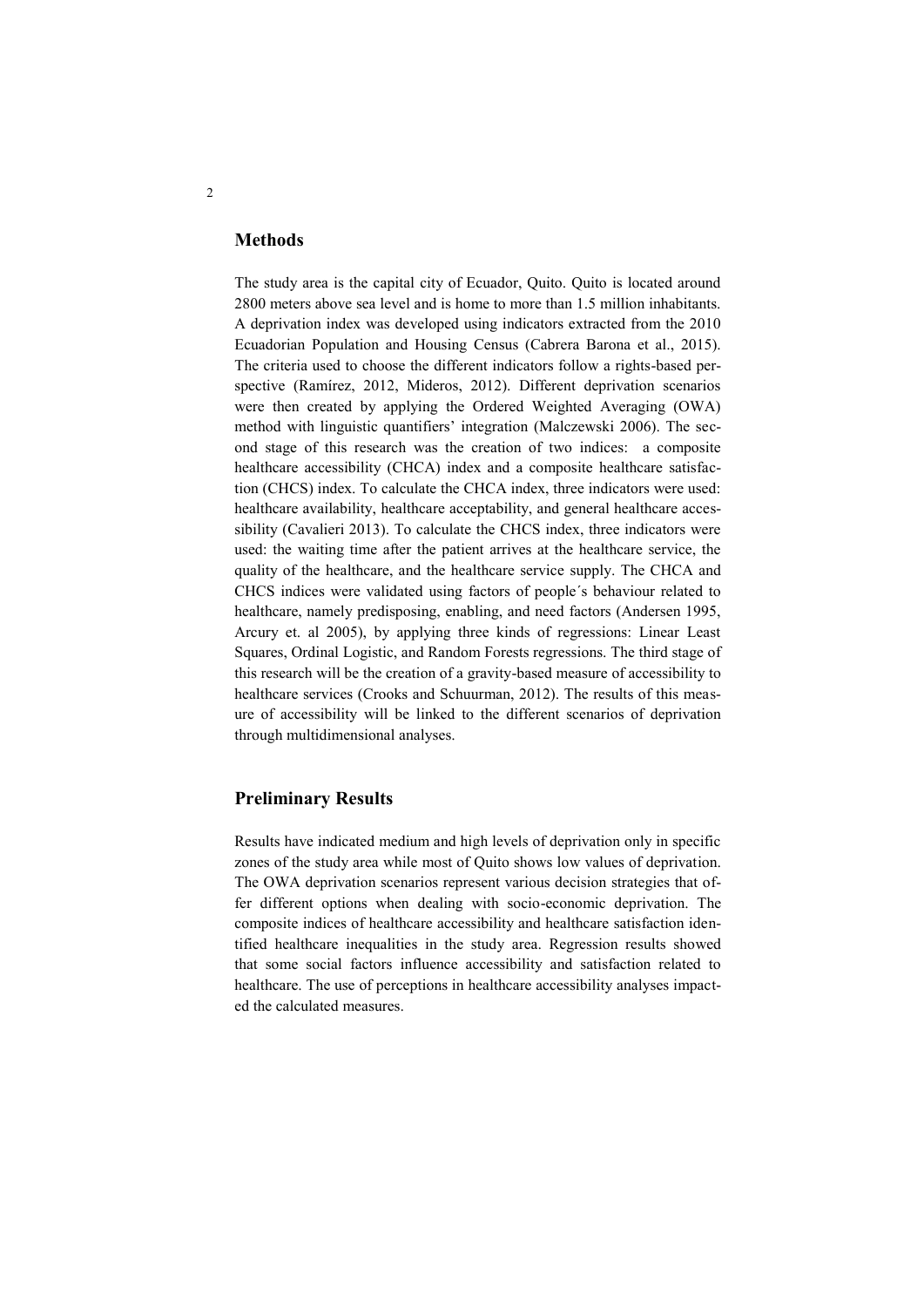## Methods

The study area is the capital city of Ecuador, Quito. Quito is located around 2800 meters above sea level and is home to more than 1.5 million inhabitants. A deprivation index was developed using indicators extracted from the 2010 Ecuadorian Population and Housing Census (Cabrera Barona et al., 2015). The criteria used to choose the different indicators follow a rights-based perspective (Ramírez, 2012, Mideros, 2012). Different deprivation scenarios were then created by applying the Ordered Weighted Averaging (OWA) method with linguistic quantifiers' integration (Malczewski 2006). The second stage of this research was the creation of two indices: a composite healthcare accessibility (CHCA) index and a composite healthcare satisfaction (CHCS) index. To calculate the CHCA index, three indicators were used: healthcare availability, healthcare acceptability, and general healthcare accessibility (Cavalieri 2013). To calculate the CHCS index, three indicators were used: the waiting time after the patient arrives at the healthcare service, the quality of the healthcare, and the healthcare service supply. The CHCA and CHCS indices were validated using factors of people´s behaviour related to healthcare, namely predisposing, enabling, and need factors (Andersen 1995, Arcury et. al 2005), by applying three kinds of regressions: Linear Least Squares, Ordinal Logistic, and Random Forests regressions. The third stage of this research will be the creation of a gravity-based measure of accessibility to healthcare services (Crooks and Schuurman, 2012). The results of this measure of accessibility will be linked to the different scenarios of deprivation through multidimensional analyses.

## Preliminary Results

Results have indicated medium and high levels of deprivation only in specific zones of the study area while most of Quito shows low values of deprivation. The OWA deprivation scenarios represent various decision strategies that offer different options when dealing with socio-economic deprivation. The composite indices of healthcare accessibility and healthcare satisfaction identified healthcare inequalities in the study area. Regression results showed that some social factors influence accessibility and satisfaction related to healthcare. The use of perceptions in healthcare accessibility analyses impacted the calculated measures.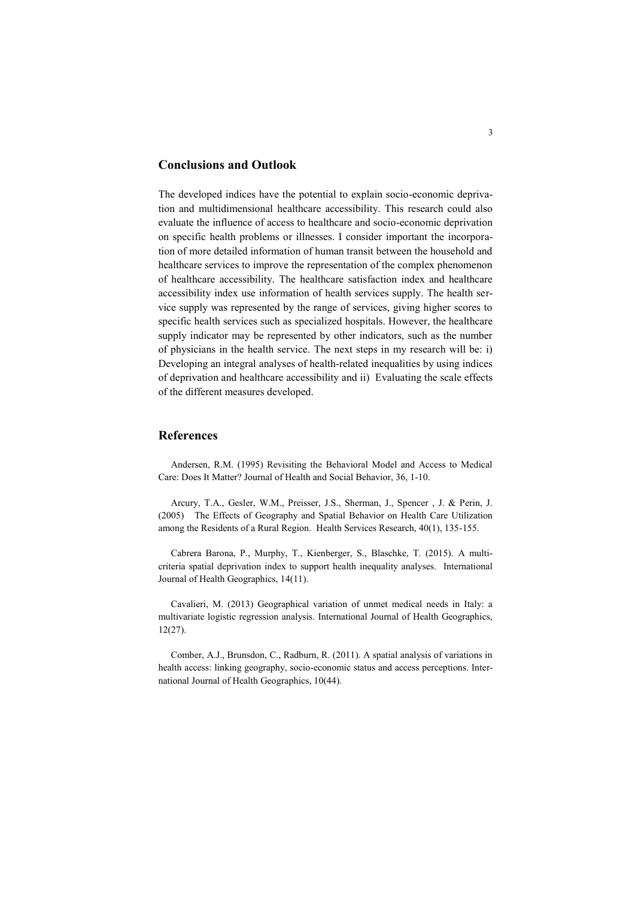## Conclusions and Outlook

The developed indices have the potential to explain socio-economic deprivation and multidimensional healthcare accessibility. This research could also evaluate the influence of access to healthcare and socio-economic deprivation on specific health problems or illnesses. I consider important the incorporation of more detailed information of human transit between the household and healthcare services to improve the representation of the complex phenomenon of healthcare accessibility. The healthcare satisfaction index and healthcare accessibility index use information of health services supply. The health service supply was represented by the range of services, giving higher scores to specific health services such as specialized hospitals. However, the healthcare supply indicator may be represented by other indicators, such as the number of physicians in the health service. The next steps in my research will be: i) Developing an integral analyses of health-related inequalities by using indices of deprivation and healthcare accessibility and ii) Evaluating the scale effects of the different measures developed.

## References

Andersen, R.M. (1995) Revisiting the Behavioral Model and Access to Medical Care: Does It Matter? Journal of Health and Social Behavior, 36, 1-10.

Arcury, T.A., Gesler, W.M., Preisser, J.S., Sherman, J., Spencer , J. & Perin, J. (2005) The Effects of Geography and Spatial Behavior on Health Care Utilization among the Residents of a Rural Region. Health Services Research, 40(1), 135-155.

Cabrera Barona, P., Murphy, T., Kienberger, S., Blaschke, T. (2015). A multi-criteria spatial deprivation index to support health inequality analyses. International Journal of Health Geographics, 14(11).

Cavalieri, M. (2013) Geographical variation of unmet medical needs in Italy: a multivariate logistic regression analysis. International Journal of Health Geographics, 12(27).

Comber, A.J., Brunsdon, C., Radburn, R. (2011). A spatial analysis of variations in health access: linking geography, socio-economic status and access perceptions. International Journal of Health Geographics, 10(44).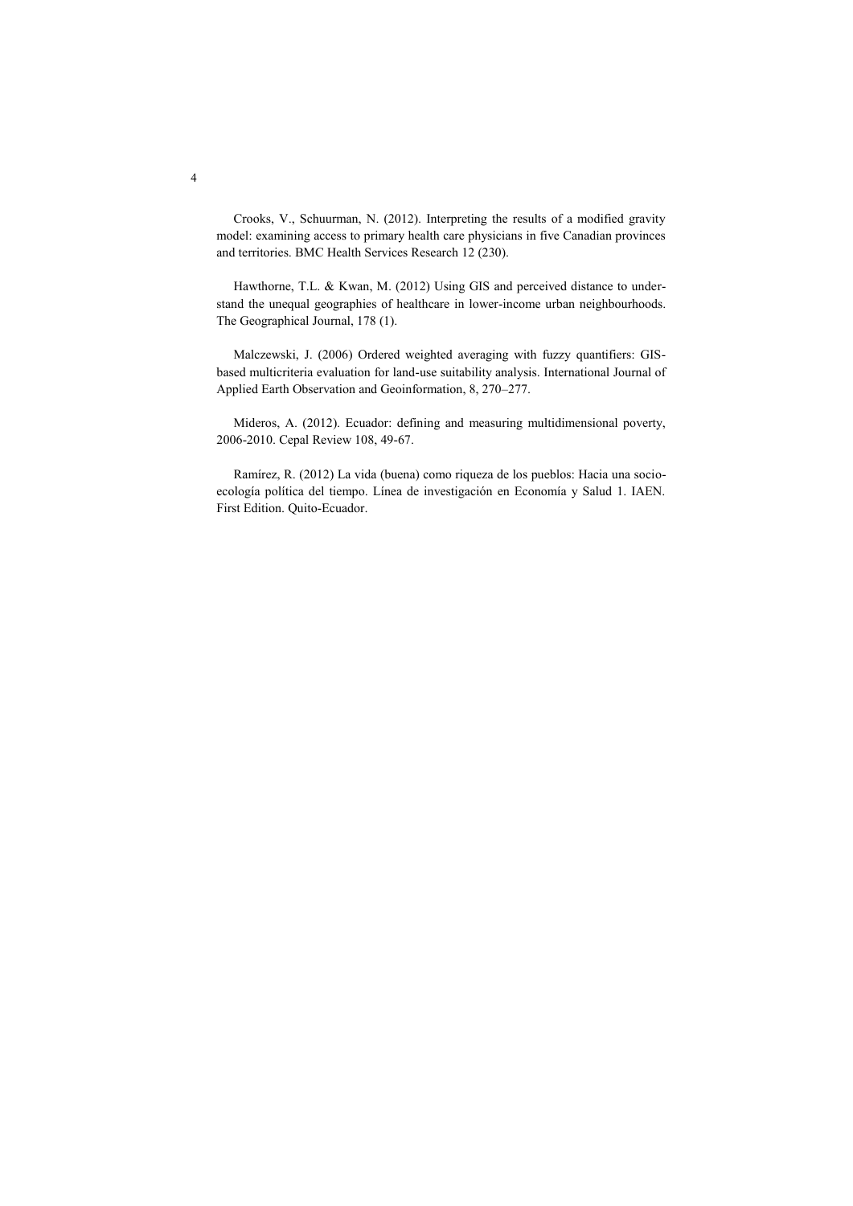Crooks, V., Schuurman, N. (2012). Interpreting the results of a modified gravity model: examining access to primary health care physicians in five Canadian provinces and territories. BMC Health Services Research 12 (230).

Hawthorne, T.L. & Kwan, M. (2012) Using GIS and perceived distance to understand the unequal geographies of healthcare in lower-income urban neighbourhoods. The Geographical Journal, 178 (1).

Malczewski, J. (2006) Ordered weighted averaging with fuzzy quantifiers: GIS-based multicriteria evaluation for land-use suitability analysis. International Journal of Applied Earth Observation and Geoinformation, 8, 270–277.

Mideros, A. (2012). Ecuador: defining and measuring multidimensional poverty, 2006-2010. Cepal Review 108, 49-67.

Ramírez, R. (2012) La vida (buena) como riqueza de los pueblos: Hacia una socio-ecología política del tiempo. Línea de investigación en Economía y Salud 1. IAEN. First Edition. Quito-Ecuador.